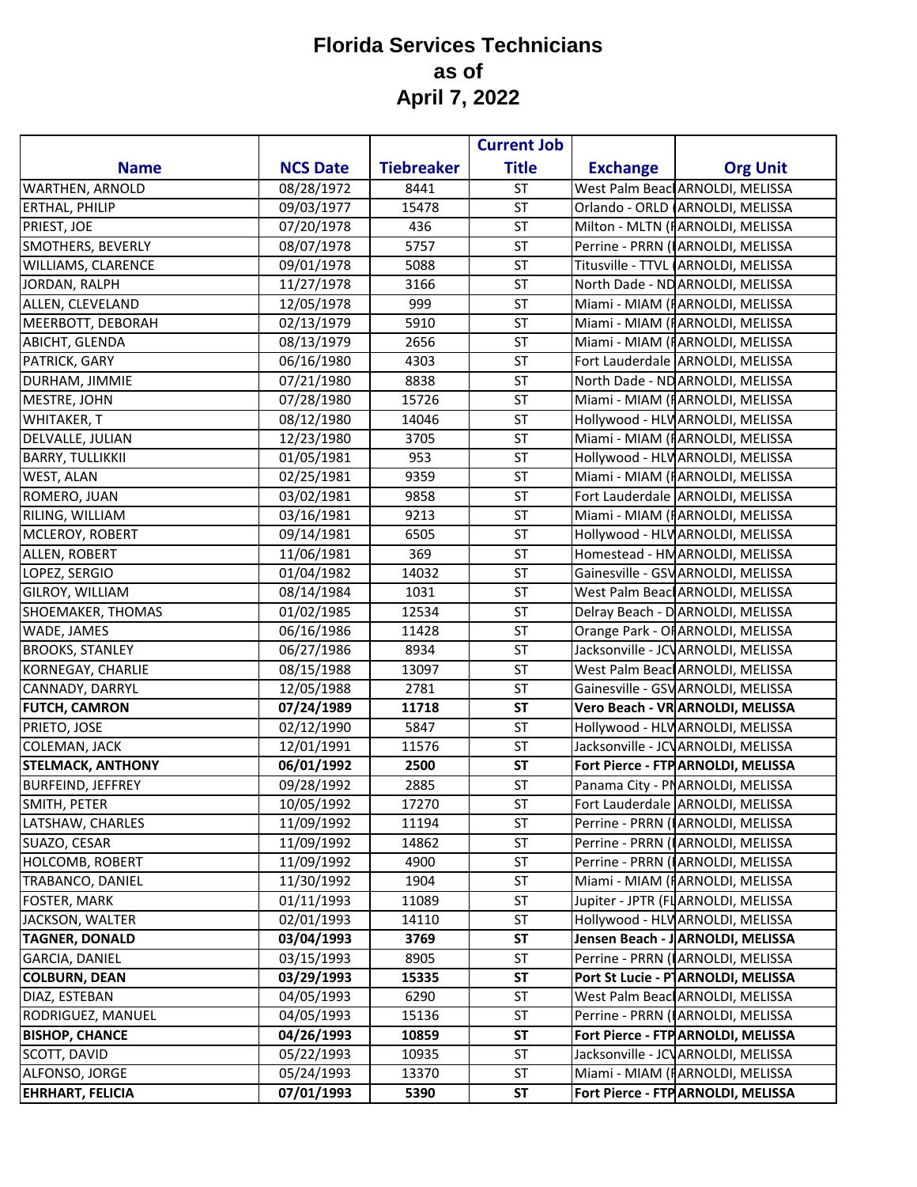# Florida Services Technicians as of April 7, 2022

| Name | NCS Date | Tiebreaker | Current Job Title | Exchange | Org Unit |
|---|---|---|---|---|---|
| WARTHEN, ARNOLD | 08/28/1972 | 8441 | ST | West Palm Beac | ARNOLDI, MELISSA |
| ERTHAL, PHILIP | 09/03/1977 | 15478 | ST | Orlando - ORLD ( | ARNOLDI, MELISSA |
| PRIEST, JOE | 07/20/1978 | 436 | ST | Milton - MLTN (F | ARNOLDI, MELISSA |
| SMOTHERS, BEVERLY | 08/07/1978 | 5757 | ST | Perrine - PRRN ( | ARNOLDI, MELISSA |
| WILLIAMS, CLARENCE | 09/01/1978 | 5088 | ST | Titusville - TTVL ( | ARNOLDI, MELISSA |
| JORDAN, RALPH | 11/27/1978 | 3166 | ST | North Dade - ND | ARNOLDI, MELISSA |
| ALLEN, CLEVELAND | 12/05/1978 | 999 | ST | Miami - MIAM (F | ARNOLDI, MELISSA |
| MEERBOTT, DEBORAH | 02/13/1979 | 5910 | ST | Miami - MIAM (F | ARNOLDI, MELISSA |
| ABICHT, GLENDA | 08/13/1979 | 2656 | ST | Miami - MIAM (F | ARNOLDI, MELISSA |
| PATRICK, GARY | 06/16/1980 | 4303 | ST | Fort Lauderdale | ARNOLDI, MELISSA |
| DURHAM, JIMMIE | 07/21/1980 | 8838 | ST | North Dade - ND | ARNOLDI, MELISSA |
| MESTRE, JOHN | 07/28/1980 | 15726 | ST | Miami - MIAM (F | ARNOLDI, MELISSA |
| WHITAKER, T | 08/12/1980 | 14046 | ST | Hollywood - HLV | ARNOLDI, MELISSA |
| DELVALLE, JULIAN | 12/23/1980 | 3705 | ST | Miami - MIAM (F | ARNOLDI, MELISSA |
| BARRY, TULLIKKII | 01/05/1981 | 953 | ST | Hollywood - HLV | ARNOLDI, MELISSA |
| WEST, ALAN | 02/25/1981 | 9359 | ST | Miami - MIAM (F | ARNOLDI, MELISSA |
| ROMERO, JUAN | 03/02/1981 | 9858 | ST | Fort Lauderdale | ARNOLDI, MELISSA |
| RILING, WILLIAM | 03/16/1981 | 9213 | ST | Miami - MIAM (F | ARNOLDI, MELISSA |
| MCLEROY, ROBERT | 09/14/1981 | 6505 | ST | Hollywood - HLV | ARNOLDI, MELISSA |
| ALLEN, ROBERT | 11/06/1981 | 369 | ST | Homestead - HM | ARNOLDI, MELISSA |
| LOPEZ, SERGIO | 01/04/1982 | 14032 | ST | Gainesville - GSV | ARNOLDI, MELISSA |
| GILROY, WILLIAM | 08/14/1984 | 1031 | ST | West Palm Beac | ARNOLDI, MELISSA |
| SHOEMAKER, THOMAS | 01/02/1985 | 12534 | ST | Delray Beach - D | ARNOLDI, MELISSA |
| WADE, JAMES | 06/16/1986 | 11428 | ST | Orange Park - OI | ARNOLDI, MELISSA |
| BROOKS, STANLEY | 06/27/1986 | 8934 | ST | Jacksonville - JCV | ARNOLDI, MELISSA |
| KORNEGAY, CHARLIE | 08/15/1988 | 13097 | ST | West Palm Beac | ARNOLDI, MELISSA |
| CANNADY, DARRYL | 12/05/1988 | 2781 | ST | Gainesville - GSV | ARNOLDI, MELISSA |
| **FUTCH, CAMRON** | **07/24/1989** | **11718** | **ST** | **Vero Beach - VR** | **ARNOLDI, MELISSA** |
| PRIETO, JOSE | 02/12/1990 | 5847 | ST | Hollywood - HLV | ARNOLDI, MELISSA |
| COLEMAN, JACK | 12/01/1991 | 11576 | ST | Jacksonville - JCV | ARNOLDI, MELISSA |
| **STELMACK, ANTHONY** | **06/01/1992** | **2500** | **ST** | **Fort Pierce - FTP** | **ARNOLDI, MELISSA** |
| BURFEIND, JEFFREY | 09/28/1992 | 2885 | ST | Panama City - PN | ARNOLDI, MELISSA |
| SMITH, PETER | 10/05/1992 | 17270 | ST | Fort Lauderdale | ARNOLDI, MELISSA |
| LATSHAW, CHARLES | 11/09/1992 | 11194 | ST | Perrine - PRRN ( | ARNOLDI, MELISSA |
| SUAZO, CESAR | 11/09/1992 | 14862 | ST | Perrine - PRRN ( | ARNOLDI, MELISSA |
| HOLCOMB, ROBERT | 11/09/1992 | 4900 | ST | Perrine - PRRN ( | ARNOLDI, MELISSA |
| TRABANCO, DANIEL | 11/30/1992 | 1904 | ST | Miami - MIAM (F | ARNOLDI, MELISSA |
| FOSTER, MARK | 01/11/1993 | 11089 | ST | Jupiter - JPTR (FL | ARNOLDI, MELISSA |
| JACKSON, WALTER | 02/01/1993 | 14110 | ST | Hollywood - HLV | ARNOLDI, MELISSA |
| **TAGNER, DONALD** | **03/04/1993** | **3769** | **ST** | **Jensen Beach - J** | **ARNOLDI, MELISSA** |
| GARCIA, DANIEL | 03/15/1993 | 8905 | ST | Perrine - PRRN ( | ARNOLDI, MELISSA |
| **COLBURN, DEAN** | **03/29/1993** | **15335** | **ST** | **Port St Lucie - PT** | **ARNOLDI, MELISSA** |
| DIAZ, ESTEBAN | 04/05/1993 | 6290 | ST | West Palm Beac | ARNOLDI, MELISSA |
| RODRIGUEZ, MANUEL | 04/05/1993 | 15136 | ST | Perrine - PRRN ( | ARNOLDI, MELISSA |
| **BISHOP, CHANCE** | **04/26/1993** | **10859** | **ST** | **Fort Pierce - FTP** | **ARNOLDI, MELISSA** |
| SCOTT, DAVID | 05/22/1993 | 10935 | ST | Jacksonville - JCV | ARNOLDI, MELISSA |
| ALFONSO, JORGE | 05/24/1993 | 13370 | ST | Miami - MIAM (F | ARNOLDI, MELISSA |
| **EHRHART, FELICIA** | **07/01/1993** | **5390** | **ST** | **Fort Pierce - FTP** | **ARNOLDI, MELISSA** |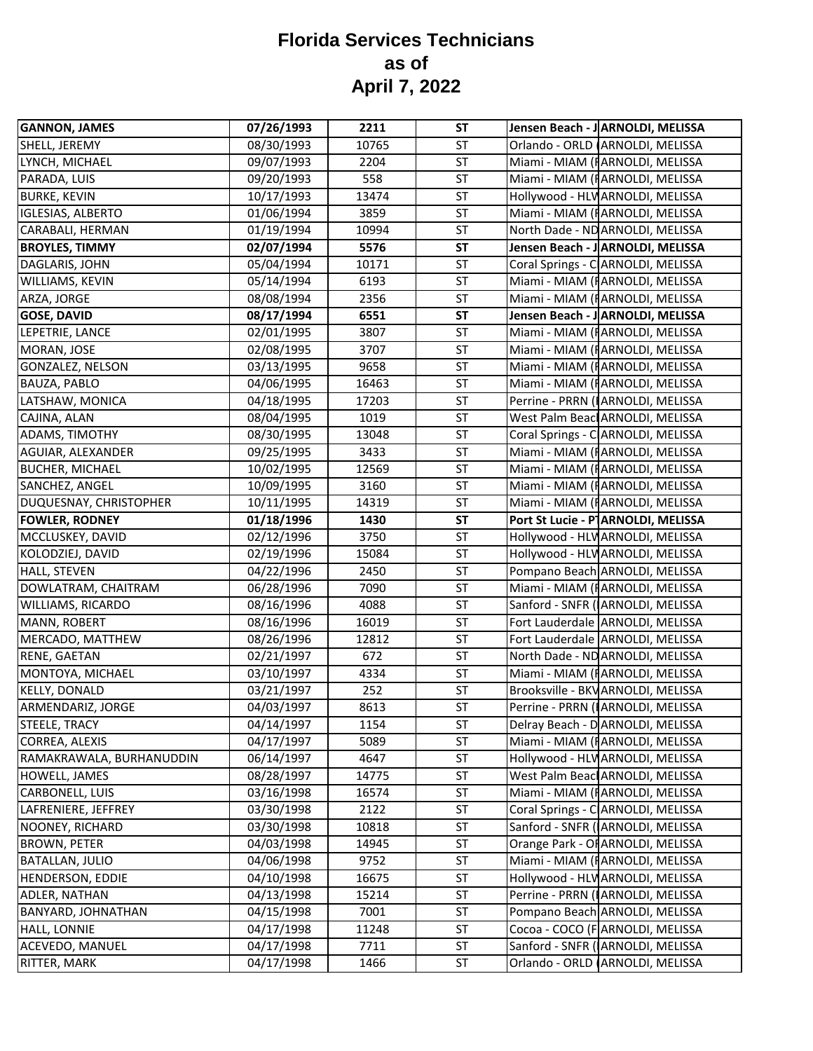# Florida Services Technicians as of April 7, 2022

| | | | | | |
|---|---|---|---|---|---|
| **GANNON, JAMES** | **07/26/1993** | **2211** | **ST** | **Jensen Beach - J** | **ARNOLDI, MELISSA** |
| SHELL, JEREMY | 08/30/1993 | 10765 | ST | Orlando - ORLD ( | ARNOLDI, MELISSA |
| LYNCH, MICHAEL | 09/07/1993 | 2204 | ST | Miami - MIAM (I | ARNOLDI, MELISSA |
| PARADA, LUIS | 09/20/1993 | 558 | ST | Miami - MIAM (I | ARNOLDI, MELISSA |
| BURKE, KEVIN | 10/17/1993 | 13474 | ST | Hollywood - HLW | ARNOLDI, MELISSA |
| IGLESIAS, ALBERTO | 01/06/1994 | 3859 | ST | Miami - MIAM (I | ARNOLDI, MELISSA |
| CARABALI, HERMAN | 01/19/1994 | 10994 | ST | North Dade - ND | ARNOLDI, MELISSA |
| **BROYLES, TIMMY** | **02/07/1994** | **5576** | **ST** | **Jensen Beach - J** | **ARNOLDI, MELISSA** |
| DAGLARIS, JOHN | 05/04/1994 | 10171 | ST | Coral Springs - C | ARNOLDI, MELISSA |
| WILLIAMS, KEVIN | 05/14/1994 | 6193 | ST | Miami - MIAM (I | ARNOLDI, MELISSA |
| ARZA, JORGE | 08/08/1994 | 2356 | ST | Miami - MIAM (I | ARNOLDI, MELISSA |
| **GOSE, DAVID** | **08/17/1994** | **6551** | **ST** | **Jensen Beach - J** | **ARNOLDI, MELISSA** |
| LEPETRIE, LANCE | 02/01/1995 | 3807 | ST | Miami - MIAM (I | ARNOLDI, MELISSA |
| MORAN, JOSE | 02/08/1995 | 3707 | ST | Miami - MIAM (I | ARNOLDI, MELISSA |
| GONZALEZ, NELSON | 03/13/1995 | 9658 | ST | Miami - MIAM (I | ARNOLDI, MELISSA |
| BAUZA, PABLO | 04/06/1995 | 16463 | ST | Miami - MIAM (I | ARNOLDI, MELISSA |
| LATSHAW, MONICA | 04/18/1995 | 17203 | ST | Perrine - PRRN (I | ARNOLDI, MELISSA |
| CAJINA, ALAN | 08/04/1995 | 1019 | ST | West Palm Beac | ARNOLDI, MELISSA |
| ADAMS, TIMOTHY | 08/30/1995 | 13048 | ST | Coral Springs - C | ARNOLDI, MELISSA |
| AGUIAR, ALEXANDER | 09/25/1995 | 3433 | ST | Miami - MIAM (I | ARNOLDI, MELISSA |
| BUCHER, MICHAEL | 10/02/1995 | 12569 | ST | Miami - MIAM (I | ARNOLDI, MELISSA |
| SANCHEZ, ANGEL | 10/09/1995 | 3160 | ST | Miami - MIAM (I | ARNOLDI, MELISSA |
| DUQUESNAY, CHRISTOPHER | 10/11/1995 | 14319 | ST | Miami - MIAM (I | ARNOLDI, MELISSA |
| **FOWLER, RODNEY** | **01/18/1996** | **1430** | **ST** | **Port St Lucie - P** | **ARNOLDI, MELISSA** |
| MCCLUSKEY, DAVID | 02/12/1996 | 3750 | ST | Hollywood - HLW | ARNOLDI, MELISSA |
| KOLODZIEJ, DAVID | 02/19/1996 | 15084 | ST | Hollywood - HLW | ARNOLDI, MELISSA |
| HALL, STEVEN | 04/22/1996 | 2450 | ST | Pompano Beach | ARNOLDI, MELISSA |
| DOWLATRAM, CHAITRAM | 06/28/1996 | 7090 | ST | Miami - MIAM (I | ARNOLDI, MELISSA |
| WILLIAMS, RICARDO | 08/16/1996 | 4088 | ST | Sanford - SNFR ( | ARNOLDI, MELISSA |
| MANN, ROBERT | 08/16/1996 | 16019 | ST | Fort Lauderdale | ARNOLDI, MELISSA |
| MERCADO, MATTHEW | 08/26/1996 | 12812 | ST | Fort Lauderdale | ARNOLDI, MELISSA |
| RENE, GAETAN | 02/21/1997 | 672 | ST | North Dade - ND | ARNOLDI, MELISSA |
| MONTOYA, MICHAEL | 03/10/1997 | 4334 | ST | Miami - MIAM (I | ARNOLDI, MELISSA |
| KELLY, DONALD | 03/21/1997 | 252 | ST | Brooksville - BKV | ARNOLDI, MELISSA |
| ARMENDARIZ, JORGE | 04/03/1997 | 8613 | ST | Perrine - PRRN (I | ARNOLDI, MELISSA |
| STEELE, TRACY | 04/14/1997 | 1154 | ST | Delray Beach - D | ARNOLDI, MELISSA |
| CORREA, ALEXIS | 04/17/1997 | 5089 | ST | Miami - MIAM (I | ARNOLDI, MELISSA |
| RAMAKRAWALA, BURHANUDDIN | 06/14/1997 | 4647 | ST | Hollywood - HLW | ARNOLDI, MELISSA |
| HOWELL, JAMES | 08/28/1997 | 14775 | ST | West Palm Beac | ARNOLDI, MELISSA |
| CARBONELL, LUIS | 03/16/1998 | 16574 | ST | Miami - MIAM (I | ARNOLDI, MELISSA |
| LAFRENIERE, JEFFREY | 03/30/1998 | 2122 | ST | Coral Springs - C | ARNOLDI, MELISSA |
| NOONEY, RICHARD | 03/30/1998 | 10818 | ST | Sanford - SNFR ( | ARNOLDI, MELISSA |
| BROWN, PETER | 04/03/1998 | 14945 | ST | Orange Park - OI | ARNOLDI, MELISSA |
| BATALLAN, JULIO | 04/06/1998 | 9752 | ST | Miami - MIAM (I | ARNOLDI, MELISSA |
| HENDERSON, EDDIE | 04/10/1998 | 16675 | ST | Hollywood - HLW | ARNOLDI, MELISSA |
| ADLER, NATHAN | 04/13/1998 | 15214 | ST | Perrine - PRRN (I | ARNOLDI, MELISSA |
| BANYARD, JOHNATHAN | 04/15/1998 | 7001 | ST | Pompano Beach | ARNOLDI, MELISSA |
| HALL, LONNIE | 04/17/1998 | 11248 | ST | Cocoa - COCO (F | ARNOLDI, MELISSA |
| ACEVEDO, MANUEL | 04/17/1998 | 7711 | ST | Sanford - SNFR ( | ARNOLDI, MELISSA |
| RITTER, MARK | 04/17/1998 | 1466 | ST | Orlando - ORLD ( | ARNOLDI, MELISSA |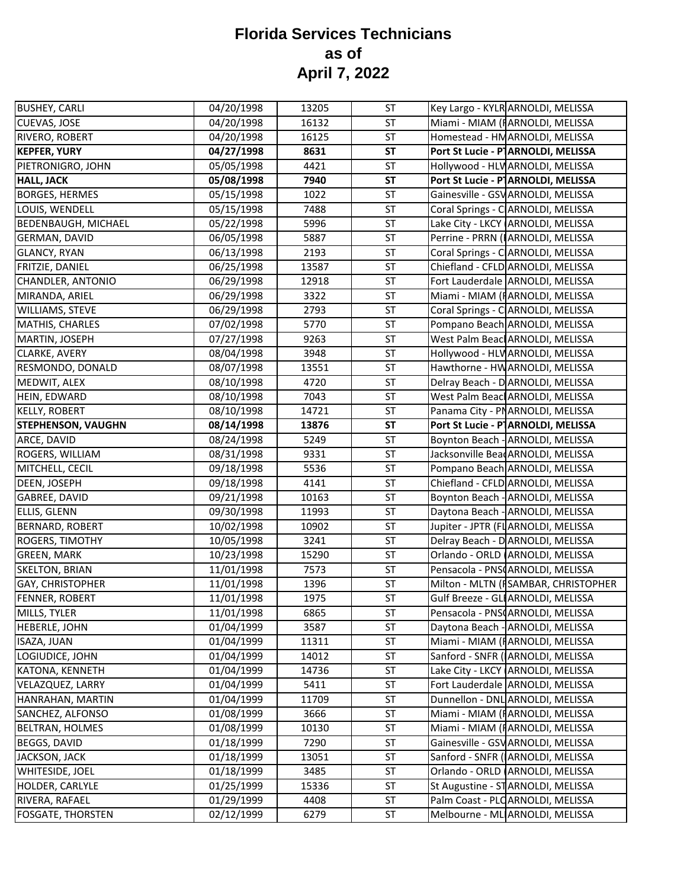# Florida Services Technicians as of April 7, 2022

| | | | | | |
|---|---|---|---|---|---|
| BUSHEY, CARLI | 04/20/1998 | 13205 | ST | Key Largo - KYLR | ARNOLDI, MELISSA |
| CUEVAS, JOSE | 04/20/1998 | 16132 | ST | Miami - MIAM (F | ARNOLDI, MELISSA |
| RIVERO, ROBERT | 04/20/1998 | 16125 | ST | Homestead - HM | ARNOLDI, MELISSA |
| **KEPFER, YURY** | **04/27/1998** | **8631** | **ST** | **Port St Lucie - PT** | **ARNOLDI, MELISSA** |
| PIETRONIGRO, JOHN | 05/05/1998 | 4421 | ST | Hollywood - HLW | ARNOLDI, MELISSA |
| **HALL, JACK** | **05/08/1998** | **7940** | **ST** | **Port St Lucie - PT** | **ARNOLDI, MELISSA** |
| BORGES, HERMES | 05/15/1998 | 1022 | ST | Gainesville - GSV | ARNOLDI, MELISSA |
| LOUIS, WENDELL | 05/15/1998 | 7488 | ST | Coral Springs - C | ARNOLDI, MELISSA |
| BEDENBAUGH, MICHAEL | 05/22/1998 | 5996 | ST | Lake City - LKCY | ARNOLDI, MELISSA |
| GERMAN, DAVID | 06/05/1998 | 5887 | ST | Perrine - PRRN ( | ARNOLDI, MELISSA |
| GLANCY, RYAN | 06/13/1998 | 2193 | ST | Coral Springs - C | ARNOLDI, MELISSA |
| FRITZIE, DANIEL | 06/25/1998 | 13587 | ST | Chiefland - CFLD | ARNOLDI, MELISSA |
| CHANDLER, ANTONIO | 06/29/1998 | 12918 | ST | Fort Lauderdale | ARNOLDI, MELISSA |
| MIRANDA, ARIEL | 06/29/1998 | 3322 | ST | Miami - MIAM (F | ARNOLDI, MELISSA |
| WILLIAMS, STEVE | 06/29/1998 | 2793 | ST | Coral Springs - C | ARNOLDI, MELISSA |
| MATHIS, CHARLES | 07/02/1998 | 5770 | ST | Pompano Beach | ARNOLDI, MELISSA |
| MARTIN, JOSEPH | 07/27/1998 | 9263 | ST | West Palm Beach | ARNOLDI, MELISSA |
| CLARKE, AVERY | 08/04/1998 | 3948 | ST | Hollywood - HLW | ARNOLDI, MELISSA |
| RESMONDO, DONALD | 08/07/1998 | 13551 | ST | Hawthorne - HW | ARNOLDI, MELISSA |
| MEDWIT, ALEX | 08/10/1998 | 4720 | ST | Delray Beach - D | ARNOLDI, MELISSA |
| HEIN, EDWARD | 08/10/1998 | 7043 | ST | West Palm Beach | ARNOLDI, MELISSA |
| KELLY, ROBERT | 08/10/1998 | 14721 | ST | Panama City - PN | ARNOLDI, MELISSA |
| **STEPHENSON, VAUGHN** | **08/14/1998** | **13876** | **ST** | **Port St Lucie - PT** | **ARNOLDI, MELISSA** |
| ARCE, DAVID | 08/24/1998 | 5249 | ST | Boynton Beach - | ARNOLDI, MELISSA |
| ROGERS, WILLIAM | 08/31/1998 | 9331 | ST | Jacksonville Bea | ARNOLDI, MELISSA |
| MITCHELL, CECIL | 09/18/1998 | 5536 | ST | Pompano Beach | ARNOLDI, MELISSA |
| DEEN, JOSEPH | 09/18/1998 | 4141 | ST | Chiefland - CFLD | ARNOLDI, MELISSA |
| GABREE, DAVID | 09/21/1998 | 10163 | ST | Boynton Beach - | ARNOLDI, MELISSA |
| ELLIS, GLENN | 09/30/1998 | 11993 | ST | Daytona Beach - | ARNOLDI, MELISSA |
| BERNARD, ROBERT | 10/02/1998 | 10902 | ST | Jupiter - JPTR (FL | ARNOLDI, MELISSA |
| ROGERS, TIMOTHY | 10/05/1998 | 3241 | ST | Delray Beach - D | ARNOLDI, MELISSA |
| GREEN, MARK | 10/23/1998 | 15290 | ST | Orlando - ORLD | ARNOLDI, MELISSA |
| SKELTON, BRIAN | 11/01/1998 | 7573 | ST | Pensacola - PNS | ARNOLDI, MELISSA |
| GAY, CHRISTOPHER | 11/01/1998 | 1396 | ST | Milton - MLTN (F | SAMBAR, CHRISTOPHER |
| FENNER, ROBERT | 11/01/1998 | 1975 | ST | Gulf Breeze - GL | ARNOLDI, MELISSA |
| MILLS, TYLER | 11/01/1998 | 6865 | ST | Pensacola - PNS | ARNOLDI, MELISSA |
| HEBERLE, JOHN | 01/04/1999 | 3587 | ST | Daytona Beach - | ARNOLDI, MELISSA |
| ISAZA, JUAN | 01/04/1999 | 11311 | ST | Miami - MIAM (F | ARNOLDI, MELISSA |
| LOGIUDICE, JOHN | 01/04/1999 | 14012 | ST | Sanford - SNFR ( | ARNOLDI, MELISSA |
| KATONA, KENNETH | 01/04/1999 | 14736 | ST | Lake City - LKCY | ARNOLDI, MELISSA |
| VELAZQUEZ, LARRY | 01/04/1999 | 5411 | ST | Fort Lauderdale | ARNOLDI, MELISSA |
| HANRAHAN, MARTIN | 01/04/1999 | 11709 | ST | Dunnellon - DNL | ARNOLDI, MELISSA |
| SANCHEZ, ALFONSO | 01/08/1999 | 3666 | ST | Miami - MIAM (F | ARNOLDI, MELISSA |
| BELTRAN, HOLMES | 01/08/1999 | 10130 | ST | Miami - MIAM (F | ARNOLDI, MELISSA |
| BEGGS, DAVID | 01/18/1999 | 7290 | ST | Gainesville - GSV | ARNOLDI, MELISSA |
| JACKSON, JACK | 01/18/1999 | 13051 | ST | Sanford - SNFR ( | ARNOLDI, MELISSA |
| WHITESIDE, JOEL | 01/18/1999 | 3485 | ST | Orlando - ORLD | ARNOLDI, MELISSA |
| HOLDER, CARLYLE | 01/25/1999 | 15336 | ST | St Augustine - ST | ARNOLDI, MELISSA |
| RIVERA, RAFAEL | 01/29/1999 | 4408 | ST | Palm Coast - PLC | ARNOLDI, MELISSA |
| FOSGATE, THORSTEN | 02/12/1999 | 6279 | ST | Melbourne - ML | ARNOLDI, MELISSA |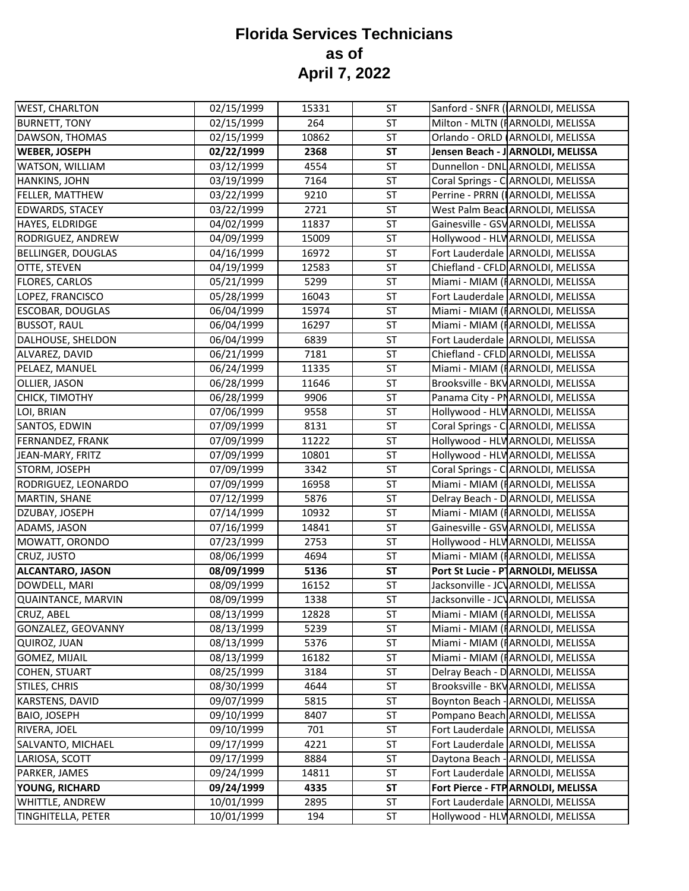# Florida Services Technicians as of April 7, 2022

| | | | | | |
|---|---|---|---|---|---|
| WEST, CHARLTON | 02/15/1999 | 15331 | ST | Sanford - SNFR ( | ARNOLDI, MELISSA |
| BURNETT, TONY | 02/15/1999 | 264 | ST | Milton - MLTN ( | ARNOLDI, MELISSA |
| DAWSON, THOMAS | 02/15/1999 | 10862 | ST | Orlando - ORLD ( | ARNOLDI, MELISSA |
| **WEBER, JOSEPH** | **02/22/1999** | **2368** | **ST** | **Jensen Beach - J** | **ARNOLDI, MELISSA** |
| WATSON, WILLIAM | 03/12/1999 | 4554 | ST | Dunnellon - DNL | ARNOLDI, MELISSA |
| HANKINS, JOHN | 03/19/1999 | 7164 | ST | Coral Springs - C | ARNOLDI, MELISSA |
| FELLER, MATTHEW | 03/22/1999 | 9210 | ST | Perrine - PRRN ( | ARNOLDI, MELISSA |
| EDWARDS, STACEY | 03/22/1999 | 2721 | ST | West Palm Beac | ARNOLDI, MELISSA |
| HAYES, ELDRIDGE | 04/02/1999 | 11837 | ST | Gainesville - GSV | ARNOLDI, MELISSA |
| RODRIGUEZ, ANDREW | 04/09/1999 | 15009 | ST | Hollywood - HLW | ARNOLDI, MELISSA |
| BELLINGER, DOUGLAS | 04/16/1999 | 16972 | ST | Fort Lauderdale | ARNOLDI, MELISSA |
| OTTE, STEVEN | 04/19/1999 | 12583 | ST | Chiefland - CFLD | ARNOLDI, MELISSA |
| FLORES, CARLOS | 05/21/1999 | 5299 | ST | Miami - MIAM ( | ARNOLDI, MELISSA |
| LOPEZ, FRANCISCO | 05/28/1999 | 16043 | ST | Fort Lauderdale | ARNOLDI, MELISSA |
| ESCOBAR, DOUGLAS | 06/04/1999 | 15974 | ST | Miami - MIAM ( | ARNOLDI, MELISSA |
| BUSSOT, RAUL | 06/04/1999 | 16297 | ST | Miami - MIAM ( | ARNOLDI, MELISSA |
| DALHOUSE, SHELDON | 06/04/1999 | 6839 | ST | Fort Lauderdale | ARNOLDI, MELISSA |
| ALVAREZ, DAVID | 06/21/1999 | 7181 | ST | Chiefland - CFLD | ARNOLDI, MELISSA |
| PELAEZ, MANUEL | 06/24/1999 | 11335 | ST | Miami - MIAM ( | ARNOLDI, MELISSA |
| OLLIER, JASON | 06/28/1999 | 11646 | ST | Brooksville - BKV | ARNOLDI, MELISSA |
| CHICK, TIMOTHY | 06/28/1999 | 9906 | ST | Panama City - PN | ARNOLDI, MELISSA |
| LOI, BRIAN | 07/06/1999 | 9558 | ST | Hollywood - HLW | ARNOLDI, MELISSA |
| SANTOS, EDWIN | 07/09/1999 | 8131 | ST | Coral Springs - C | ARNOLDI, MELISSA |
| FERNANDEZ, FRANK | 07/09/1999 | 11222 | ST | Hollywood - HLW | ARNOLDI, MELISSA |
| JEAN-MARY, FRITZ | 07/09/1999 | 10801 | ST | Hollywood - HLW | ARNOLDI, MELISSA |
| STORM, JOSEPH | 07/09/1999 | 3342 | ST | Coral Springs - C | ARNOLDI, MELISSA |
| RODRIGUEZ, LEONARDO | 07/09/1999 | 16958 | ST | Miami - MIAM ( | ARNOLDI, MELISSA |
| MARTIN, SHANE | 07/12/1999 | 5876 | ST | Delray Beach - D | ARNOLDI, MELISSA |
| DZUBAY, JOSEPH | 07/14/1999 | 10932 | ST | Miami - MIAM ( | ARNOLDI, MELISSA |
| ADAMS, JASON | 07/16/1999 | 14841 | ST | Gainesville - GSV | ARNOLDI, MELISSA |
| MOWATT, ORONDO | 07/23/1999 | 2753 | ST | Hollywood - HLW | ARNOLDI, MELISSA |
| CRUZ, JUSTO | 08/06/1999 | 4694 | ST | Miami - MIAM ( | ARNOLDI, MELISSA |
| **ALCANTARO, JASON** | **08/09/1999** | **5136** | **ST** | **Port St Lucie - P** | **ARNOLDI, MELISSA** |
| DOWDELL, MARI | 08/09/1999 | 16152 | ST | Jacksonville - JCV | ARNOLDI, MELISSA |
| QUAINTANCE, MARVIN | 08/09/1999 | 1338 | ST | Jacksonville - JCV | ARNOLDI, MELISSA |
| CRUZ, ABEL | 08/13/1999 | 12828 | ST | Miami - MIAM ( | ARNOLDI, MELISSA |
| GONZALEZ, GEOVANNY | 08/13/1999 | 5239 | ST | Miami - MIAM ( | ARNOLDI, MELISSA |
| QUIROZ, JUAN | 08/13/1999 | 5376 | ST | Miami - MIAM ( | ARNOLDI, MELISSA |
| GOMEZ, MIJAIL | 08/13/1999 | 16182 | ST | Miami - MIAM ( | ARNOLDI, MELISSA |
| COHEN, STUART | 08/25/1999 | 3184 | ST | Delray Beach - D | ARNOLDI, MELISSA |
| STILES, CHRIS | 08/30/1999 | 4644 | ST | Brooksville - BKV | ARNOLDI, MELISSA |
| KARSTENS, DAVID | 09/07/1999 | 5815 | ST | Boynton Beach - | ARNOLDI, MELISSA |
| BAIO, JOSEPH | 09/10/1999 | 8407 | ST | Pompano Beach | ARNOLDI, MELISSA |
| RIVERA, JOEL | 09/10/1999 | 701 | ST | Fort Lauderdale | ARNOLDI, MELISSA |
| SALVANTO, MICHAEL | 09/17/1999 | 4221 | ST | Fort Lauderdale | ARNOLDI, MELISSA |
| LARIOSA, SCOTT | 09/17/1999 | 8884 | ST | Daytona Beach - | ARNOLDI, MELISSA |
| PARKER, JAMES | 09/24/1999 | 14811 | ST | Fort Lauderdale | ARNOLDI, MELISSA |
| **YOUNG, RICHARD** | **09/24/1999** | **4335** | **ST** | **Fort Pierce - FTP** | **ARNOLDI, MELISSA** |
| WHITTLE, ANDREW | 10/01/1999 | 2895 | ST | Fort Lauderdale | ARNOLDI, MELISSA |
| TINGHITELLA, PETER | 10/01/1999 | 194 | ST | Hollywood - HLW | ARNOLDI, MELISSA |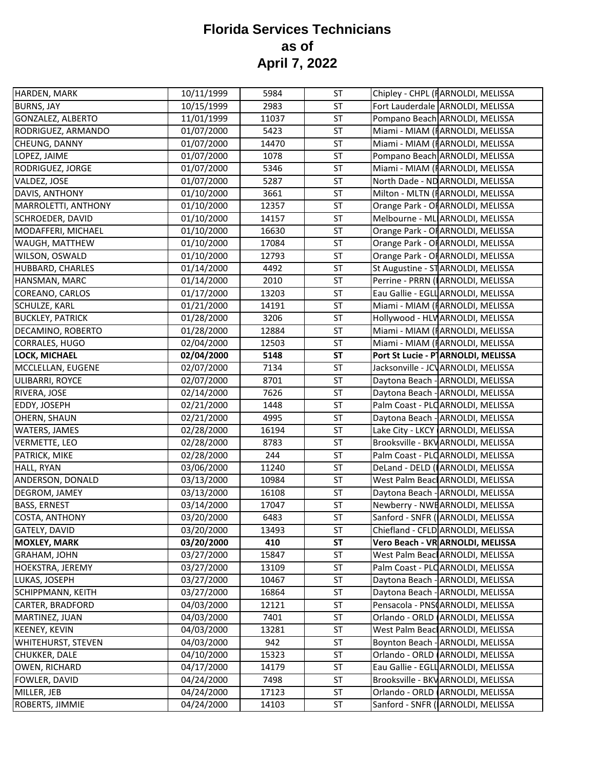# Florida Services Technicians
# as of
# April 7, 2022

| | | | | | |
|---|---|---|---|---|---|
| HARDEN, MARK | 10/11/1999 | 5984 | ST | Chipley - CHPL (F | ARNOLDI, MELISSA |
| BURNS, JAY | 10/15/1999 | 2983 | ST | Fort Lauderdale | ARNOLDI, MELISSA |
| GONZALEZ, ALBERTO | 11/01/1999 | 11037 | ST | Pompano Beach | ARNOLDI, MELISSA |
| RODRIGUEZ, ARMANDO | 01/07/2000 | 5423 | ST | Miami - MIAM (F | ARNOLDI, MELISSA |
| CHEUNG, DANNY | 01/07/2000 | 14470 | ST | Miami - MIAM (F | ARNOLDI, MELISSA |
| LOPEZ, JAIME | 01/07/2000 | 1078 | ST | Pompano Beach | ARNOLDI, MELISSA |
| RODRIGUEZ, JORGE | 01/07/2000 | 5346 | ST | Miami - MIAM (F | ARNOLDI, MELISSA |
| VALDEZ, JOSE | 01/07/2000 | 5287 | ST | North Dade - ND | ARNOLDI, MELISSA |
| DAVIS, ANTHONY | 01/10/2000 | 3661 | ST | Milton - MLTN (F | ARNOLDI, MELISSA |
| MARROLETTI, ANTHONY | 01/10/2000 | 12357 | ST | Orange Park - OI | ARNOLDI, MELISSA |
| SCHROEDER, DAVID | 01/10/2000 | 14157 | ST | Melbourne - ML | ARNOLDI, MELISSA |
| MODAFFERI, MICHAEL | 01/10/2000 | 16630 | ST | Orange Park - OI | ARNOLDI, MELISSA |
| WAUGH, MATTHEW | 01/10/2000 | 17084 | ST | Orange Park - OI | ARNOLDI, MELISSA |
| WILSON, OSWALD | 01/10/2000 | 12793 | ST | Orange Park - OI | ARNOLDI, MELISSA |
| HUBBARD, CHARLES | 01/14/2000 | 4492 | ST | St Augustine - ST | ARNOLDI, MELISSA |
| HANSMAN, MARC | 01/14/2000 | 2010 | ST | Perrine - PRRN ( | ARNOLDI, MELISSA |
| COREANO, CARLOS | 01/17/2000 | 13203 | ST | Eau Gallie - EGLL | ARNOLDI, MELISSA |
| SCHULZE, KARL | 01/21/2000 | 14191 | ST | Miami - MIAM (F | ARNOLDI, MELISSA |
| BUCKLEY, PATRICK | 01/28/2000 | 3206 | ST | Hollywood - HLW | ARNOLDI, MELISSA |
| DECAMINO, ROBERTO | 01/28/2000 | 12884 | ST | Miami - MIAM (F | ARNOLDI, MELISSA |
| CORRALES, HUGO | 02/04/2000 | 12503 | ST | Miami - MIAM (F | ARNOLDI, MELISSA |
| **LOCK, MICHAEL** | **02/04/2000** | **5148** | **ST** | **Port St Lucie - PT** | **ARNOLDI, MELISSA** |
| MCCLELLAN, EUGENE | 02/07/2000 | 7134 | ST | Jacksonville - JCV | ARNOLDI, MELISSA |
| ULIBARRI, ROYCE | 02/07/2000 | 8701 | ST | Daytona Beach - | ARNOLDI, MELISSA |
| RIVERA, JOSE | 02/14/2000 | 7626 | ST | Daytona Beach - | ARNOLDI, MELISSA |
| EDDY, JOSEPH | 02/21/2000 | 1448 | ST | Palm Coast - PLC | ARNOLDI, MELISSA |
| OHERN, SHAUN | 02/21/2000 | 4995 | ST | Daytona Beach - | ARNOLDI, MELISSA |
| WATERS, JAMES | 02/28/2000 | 16194 | ST | Lake City - LKCY ( | ARNOLDI, MELISSA |
| VERMETTE, LEO | 02/28/2000 | 8783 | ST | Brooksville - BKV | ARNOLDI, MELISSA |
| PATRICK, MIKE | 02/28/2000 | 244 | ST | Palm Coast - PLC | ARNOLDI, MELISSA |
| HALL, RYAN | 03/06/2000 | 11240 | ST | DeLand - DELD ( | ARNOLDI, MELISSA |
| ANDERSON, DONALD | 03/13/2000 | 10984 | ST | West Palm Beach | ARNOLDI, MELISSA |
| DEGROM, JAMEY | 03/13/2000 | 16108 | ST | Daytona Beach - | ARNOLDI, MELISSA |
| BASS, ERNEST | 03/14/2000 | 17047 | ST | Newberry - NWB | ARNOLDI, MELISSA |
| COSTA, ANTHONY | 03/20/2000 | 6483 | ST | Sanford - SNFR ( | ARNOLDI, MELISSA |
| GATELY, DAVID | 03/20/2000 | 13493 | ST | Chiefland - CFLD | ARNOLDI, MELISSA |
| **MOXLEY, MARK** | **03/20/2000** | **410** | **ST** | **Vero Beach - VR** | **ARNOLDI, MELISSA** |
| GRAHAM, JOHN | 03/27/2000 | 15847 | ST | West Palm Beach | ARNOLDI, MELISSA |
| HOEKSTRA, JEREMY | 03/27/2000 | 13109 | ST | Palm Coast - PLC | ARNOLDI, MELISSA |
| LUKAS, JOSEPH | 03/27/2000 | 10467 | ST | Daytona Beach - | ARNOLDI, MELISSA |
| SCHIPPMANN, KEITH | 03/27/2000 | 16864 | ST | Daytona Beach - | ARNOLDI, MELISSA |
| CARTER, BRADFORD | 04/03/2000 | 12121 | ST | Pensacola - PNS( | ARNOLDI, MELISSA |
| MARTINEZ, JUAN | 04/03/2000 | 7401 | ST | Orlando - ORLD ( | ARNOLDI, MELISSA |
| KEENEY, KEVIN | 04/03/2000 | 13281 | ST | West Palm Beach | ARNOLDI, MELISSA |
| WHITEHURST, STEVEN | 04/03/2000 | 942 | ST | Boynton Beach - | ARNOLDI, MELISSA |
| CHUKKER, DALE | 04/10/2000 | 15323 | ST | Orlando - ORLD ( | ARNOLDI, MELISSA |
| OWEN, RICHARD | 04/17/2000 | 14179 | ST | Eau Gallie - EGLL | ARNOLDI, MELISSA |
| FOWLER, DAVID | 04/24/2000 | 7498 | ST | Brooksville - BKV | ARNOLDI, MELISSA |
| MILLER, JEB | 04/24/2000 | 17123 | ST | Orlando - ORLD ( | ARNOLDI, MELISSA |
| ROBERTS, JIMMIE | 04/24/2000 | 14103 | ST | Sanford - SNFR ( | ARNOLDI, MELISSA |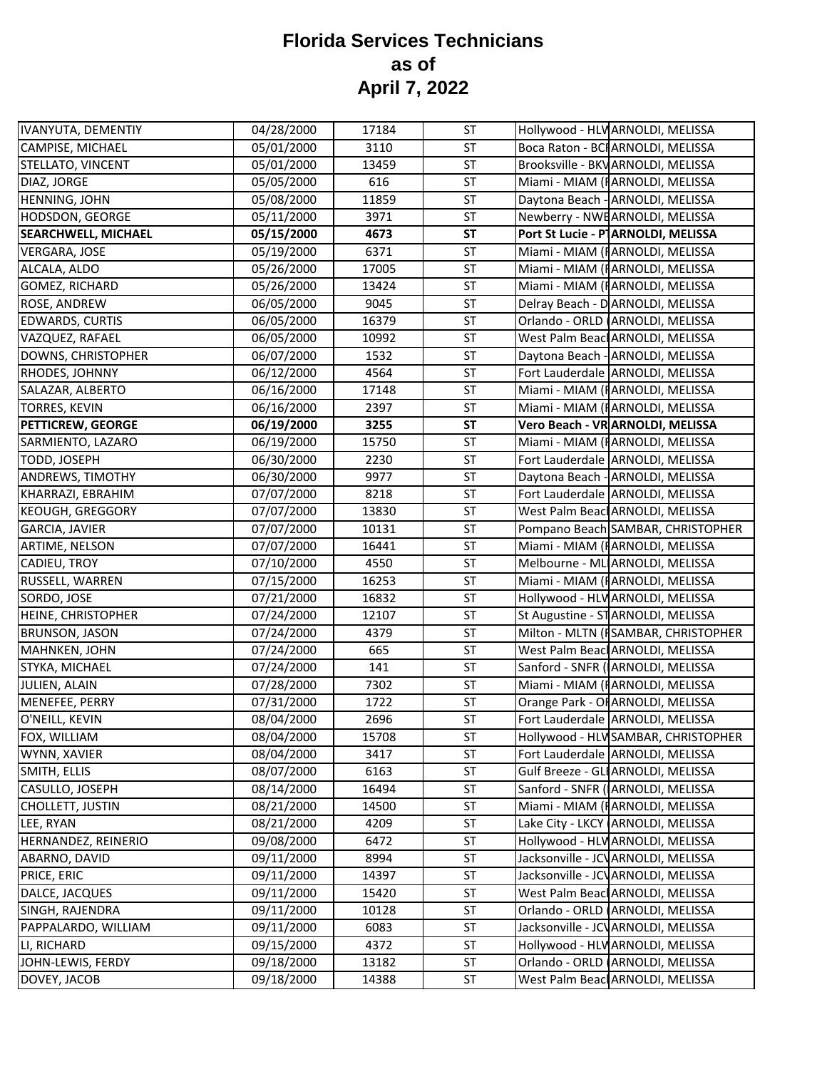# Florida Services Technicians
# as of
# April 7, 2022

| | | | | | |
|---|---|---|---|---|---|
| IVANYUTA, DEMENTIY | 04/28/2000 | 17184 | ST | Hollywood - HLW | ARNOLDI, MELISSA |
| CAMPISE, MICHAEL | 05/01/2000 | 3110 | ST | Boca Raton - BCI | ARNOLDI, MELISSA |
| STELLATO, VINCENT | 05/01/2000 | 13459 | ST | Brooksville - BKV | ARNOLDI, MELISSA |
| DIAZ, JORGE | 05/05/2000 | 616 | ST | Miami - MIAM (I | ARNOLDI, MELISSA |
| HENNING, JOHN | 05/08/2000 | 11859 | ST | Daytona Beach - | ARNOLDI, MELISSA |
| HODSDON, GEORGE | 05/11/2000 | 3971 | ST | Newberry - NWB | ARNOLDI, MELISSA |
| **SEARCHWELL, MICHAEL** | **05/15/2000** | **4673** | **ST** | **Port St Lucie - PT** | **ARNOLDI, MELISSA** |
| VERGARA, JOSE | 05/19/2000 | 6371 | ST | Miami - MIAM (I | ARNOLDI, MELISSA |
| ALCALA, ALDO | 05/26/2000 | 17005 | ST | Miami - MIAM (I | ARNOLDI, MELISSA |
| GOMEZ, RICHARD | 05/26/2000 | 13424 | ST | Miami - MIAM (I | ARNOLDI, MELISSA |
| ROSE, ANDREW | 06/05/2000 | 9045 | ST | Delray Beach - D | ARNOLDI, MELISSA |
| EDWARDS, CURTIS | 06/05/2000 | 16379 | ST | Orlando - ORLD ( | ARNOLDI, MELISSA |
| VAZQUEZ, RAFAEL | 06/05/2000 | 10992 | ST | West Palm Beach | ARNOLDI, MELISSA |
| DOWNS, CHRISTOPHER | 06/07/2000 | 1532 | ST | Daytona Beach - | ARNOLDI, MELISSA |
| RHODES, JOHNNY | 06/12/2000 | 4564 | ST | Fort Lauderdale | ARNOLDI, MELISSA |
| SALAZAR, ALBERTO | 06/16/2000 | 17148 | ST | Miami - MIAM (I | ARNOLDI, MELISSA |
| TORRES, KEVIN | 06/16/2000 | 2397 | ST | Miami - MIAM (I | ARNOLDI, MELISSA |
| **PETTICREW, GEORGE** | **06/19/2000** | **3255** | **ST** | **Vero Beach - VR** | **ARNOLDI, MELISSA** |
| SARMIENTO, LAZARO | 06/19/2000 | 15750 | ST | Miami - MIAM (I | ARNOLDI, MELISSA |
| TODD, JOSEPH | 06/30/2000 | 2230 | ST | Fort Lauderdale | ARNOLDI, MELISSA |
| ANDREWS, TIMOTHY | 06/30/2000 | 9977 | ST | Daytona Beach - | ARNOLDI, MELISSA |
| KHARRAZI, EBRAHIM | 07/07/2000 | 8218 | ST | Fort Lauderdale | ARNOLDI, MELISSA |
| KEOUGH, GREGGORY | 07/07/2000 | 13830 | ST | West Palm Beach | ARNOLDI, MELISSA |
| GARCIA, JAVIER | 07/07/2000 | 10131 | ST | Pompano Beach | SAMBAR, CHRISTOPHER |
| ARTIME, NELSON | 07/07/2000 | 16441 | ST | Miami - MIAM (I | ARNOLDI, MELISSA |
| CADIEU, TROY | 07/10/2000 | 4550 | ST | Melbourne - ML | ARNOLDI, MELISSA |
| RUSSELL, WARREN | 07/15/2000 | 16253 | ST | Miami - MIAM (I | ARNOLDI, MELISSA |
| SORDO, JOSE | 07/21/2000 | 16832 | ST | Hollywood - HLW | ARNOLDI, MELISSA |
| HEINE, CHRISTOPHER | 07/24/2000 | 12107 | ST | St Augustine - ST | ARNOLDI, MELISSA |
| BRUNSON, JASON | 07/24/2000 | 4379 | ST | Milton - MLTN (I | SAMBAR, CHRISTOPHER |
| MAHNKEN, JOHN | 07/24/2000 | 665 | ST | West Palm Beach | ARNOLDI, MELISSA |
| STYKA, MICHAEL | 07/24/2000 | 141 | ST | Sanford - SNFR ( | ARNOLDI, MELISSA |
| JULIEN, ALAIN | 07/28/2000 | 7302 | ST | Miami - MIAM (I | ARNOLDI, MELISSA |
| MENEFEE, PERRY | 07/31/2000 | 1722 | ST | Orange Park - OI | ARNOLDI, MELISSA |
| O'NEILL, KEVIN | 08/04/2000 | 2696 | ST | Fort Lauderdale | ARNOLDI, MELISSA |
| FOX, WILLIAM | 08/04/2000 | 15708 | ST | Hollywood - HLW | SAMBAR, CHRISTOPHER |
| WYNN, XAVIER | 08/04/2000 | 3417 | ST | Fort Lauderdale | ARNOLDI, MELISSA |
| SMITH, ELLIS | 08/07/2000 | 6163 | ST | Gulf Breeze - GL | ARNOLDI, MELISSA |
| CASULLO, JOSEPH | 08/14/2000 | 16494 | ST | Sanford - SNFR ( | ARNOLDI, MELISSA |
| CHOLLETT, JUSTIN | 08/21/2000 | 14500 | ST | Miami - MIAM (I | ARNOLDI, MELISSA |
| LEE, RYAN | 08/21/2000 | 4209 | ST | Lake City - LKCY | ARNOLDI, MELISSA |
| HERNANDEZ, REINERIO | 09/08/2000 | 6472 | ST | Hollywood - HLW | ARNOLDI, MELISSA |
| ABARNO, DAVID | 09/11/2000 | 8994 | ST | Jacksonville - JCV | ARNOLDI, MELISSA |
| PRICE, ERIC | 09/11/2000 | 14397 | ST | Jacksonville - JCV | ARNOLDI, MELISSA |
| DALCE, JACQUES | 09/11/2000 | 15420 | ST | West Palm Beach | ARNOLDI, MELISSA |
| SINGH, RAJENDRA | 09/11/2000 | 10128 | ST | Orlando - ORLD ( | ARNOLDI, MELISSA |
| PAPPALARDO, WILLIAM | 09/11/2000 | 6083 | ST | Jacksonville - JCV | ARNOLDI, MELISSA |
| LI, RICHARD | 09/15/2000 | 4372 | ST | Hollywood - HLW | ARNOLDI, MELISSA |
| JOHN-LEWIS, FERDY | 09/18/2000 | 13182 | ST | Orlando - ORLD ( | ARNOLDI, MELISSA |
| DOVEY, JACOB | 09/18/2000 | 14388 | ST | West Palm Beach | ARNOLDI, MELISSA |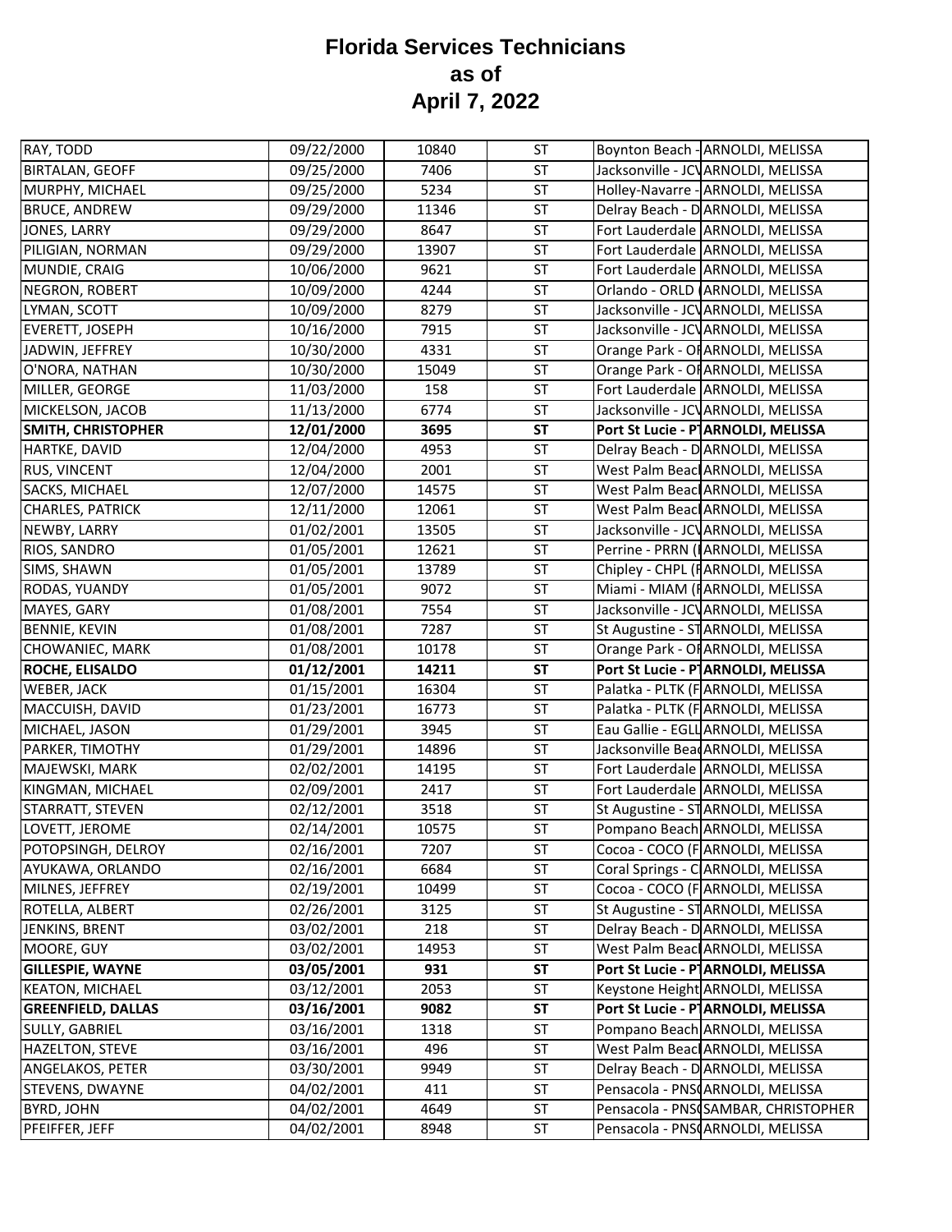# Florida Services Technicians as of April 7, 2022

| | | | | | |
|---|---|---|---|---|---|
| RAY, TODD | 09/22/2000 | 10840 | ST | Boynton Beach - | ARNOLDI, MELISSA |
| BIRTALAN, GEOFF | 09/25/2000 | 7406 | ST | Jacksonville - JCV | ARNOLDI, MELISSA |
| MURPHY, MICHAEL | 09/25/2000 | 5234 | ST | Holley-Navarre - | ARNOLDI, MELISSA |
| BRUCE, ANDREW | 09/29/2000 | 11346 | ST | Delray Beach - D | ARNOLDI, MELISSA |
| JONES, LARRY | 09/29/2000 | 8647 | ST | Fort Lauderdale | ARNOLDI, MELISSA |
| PILIGIAN, NORMAN | 09/29/2000 | 13907 | ST | Fort Lauderdale | ARNOLDI, MELISSA |
| MUNDIE, CRAIG | 10/06/2000 | 9621 | ST | Fort Lauderdale | ARNOLDI, MELISSA |
| NEGRON, ROBERT | 10/09/2000 | 4244 | ST | Orlando - ORLD ( | ARNOLDI, MELISSA |
| LYMAN, SCOTT | 10/09/2000 | 8279 | ST | Jacksonville - JCV | ARNOLDI, MELISSA |
| EVERETT, JOSEPH | 10/16/2000 | 7915 | ST | Jacksonville - JCV | ARNOLDI, MELISSA |
| JADWIN, JEFFREY | 10/30/2000 | 4331 | ST | Orange Park - OI | ARNOLDI, MELISSA |
| O'NORA, NATHAN | 10/30/2000 | 15049 | ST | Orange Park - OI | ARNOLDI, MELISSA |
| MILLER, GEORGE | 11/03/2000 | 158 | ST | Fort Lauderdale | ARNOLDI, MELISSA |
| MICKELSON, JACOB | 11/13/2000 | 6774 | ST | Jacksonville - JCV | ARNOLDI, MELISSA |
| **SMITH, CHRISTOPHER** | **12/01/2000** | **3695** | **ST** | **Port St Lucie - P** | **ARNOLDI, MELISSA** |
| HARTKE, DAVID | 12/04/2000 | 4953 | ST | Delray Beach - D | ARNOLDI, MELISSA |
| RUS, VINCENT | 12/04/2000 | 2001 | ST | West Palm Beach | ARNOLDI, MELISSA |
| SACKS, MICHAEL | 12/07/2000 | 14575 | ST | West Palm Beach | ARNOLDI, MELISSA |
| CHARLES, PATRICK | 12/11/2000 | 12061 | ST | West Palm Beach | ARNOLDI, MELISSA |
| NEWBY, LARRY | 01/02/2001 | 13505 | ST | Jacksonville - JCV | ARNOLDI, MELISSA |
| RIOS, SANDRO | 01/05/2001 | 12621 | ST | Perrine - PRRN ( | ARNOLDI, MELISSA |
| SIMS, SHAWN | 01/05/2001 | 13789 | ST | Chipley - CHPL (F | ARNOLDI, MELISSA |
| RODAS, YUANDY | 01/05/2001 | 9072 | ST | Miami - MIAM (F | ARNOLDI, MELISSA |
| MAYES, GARY | 01/08/2001 | 7554 | ST | Jacksonville - JCV | ARNOLDI, MELISSA |
| BENNIE, KEVIN | 01/08/2001 | 7287 | ST | St Augustine - ST | ARNOLDI, MELISSA |
| CHOWANIEC, MARK | 01/08/2001 | 10178 | ST | Orange Park - OI | ARNOLDI, MELISSA |
| **ROCHE, ELISALDO** | **01/12/2001** | **14211** | **ST** | **Port St Lucie - P** | **ARNOLDI, MELISSA** |
| WEBER, JACK | 01/15/2001 | 16304 | ST | Palatka - PLTK (F | ARNOLDI, MELISSA |
| MACCUISH, DAVID | 01/23/2001 | 16773 | ST | Palatka - PLTK (F | ARNOLDI, MELISSA |
| MICHAEL, JASON | 01/29/2001 | 3945 | ST | Eau Gallie - EGLL | ARNOLDI, MELISSA |
| PARKER, TIMOTHY | 01/29/2001 | 14896 | ST | Jacksonville Bea | ARNOLDI, MELISSA |
| MAJEWSKI, MARK | 02/02/2001 | 14195 | ST | Fort Lauderdale | ARNOLDI, MELISSA |
| KINGMAN, MICHAEL | 02/09/2001 | 2417 | ST | Fort Lauderdale | ARNOLDI, MELISSA |
| STARRATT, STEVEN | 02/12/2001 | 3518 | ST | St Augustine - ST | ARNOLDI, MELISSA |
| LOVETT, JEROME | 02/14/2001 | 10575 | ST | Pompano Beach | ARNOLDI, MELISSA |
| POTOPSINGH, DELROY | 02/16/2001 | 7207 | ST | Cocoa - COCO (F | ARNOLDI, MELISSA |
| AYUKAWA, ORLANDO | 02/16/2001 | 6684 | ST | Coral Springs - C | ARNOLDI, MELISSA |
| MILNES, JEFFREY | 02/19/2001 | 10499 | ST | Cocoa - COCO (F | ARNOLDI, MELISSA |
| ROTELLA, ALBERT | 02/26/2001 | 3125 | ST | St Augustine - ST | ARNOLDI, MELISSA |
| JENKINS, BRENT | 03/02/2001 | 218 | ST | Delray Beach - D | ARNOLDI, MELISSA |
| MOORE, GUY | 03/02/2001 | 14953 | ST | West Palm Beach | ARNOLDI, MELISSA |
| **GILLESPIE, WAYNE** | **03/05/2001** | **931** | **ST** | **Port St Lucie - P** | **ARNOLDI, MELISSA** |
| KEATON, MICHAEL | 03/12/2001 | 2053 | ST | Keystone Height | ARNOLDI, MELISSA |
| **GREENFIELD, DALLAS** | **03/16/2001** | **9082** | **ST** | **Port St Lucie - P** | **ARNOLDI, MELISSA** |
| SULLY, GABRIEL | 03/16/2001 | 1318 | ST | Pompano Beach | ARNOLDI, MELISSA |
| HAZELTON, STEVE | 03/16/2001 | 496 | ST | West Palm Beach | ARNOLDI, MELISSA |
| ANGELAKOS, PETER | 03/30/2001 | 9949 | ST | Delray Beach - D | ARNOLDI, MELISSA |
| STEVENS, DWAYNE | 04/02/2001 | 411 | ST | Pensacola - PNS | ARNOLDI, MELISSA |
| BYRD, JOHN | 04/02/2001 | 4649 | ST | Pensacola - PNS | SAMBAR, CHRISTOPHER |
| PFEIFFER, JEFF | 04/02/2001 | 8948 | ST | Pensacola - PNS | ARNOLDI, MELISSA |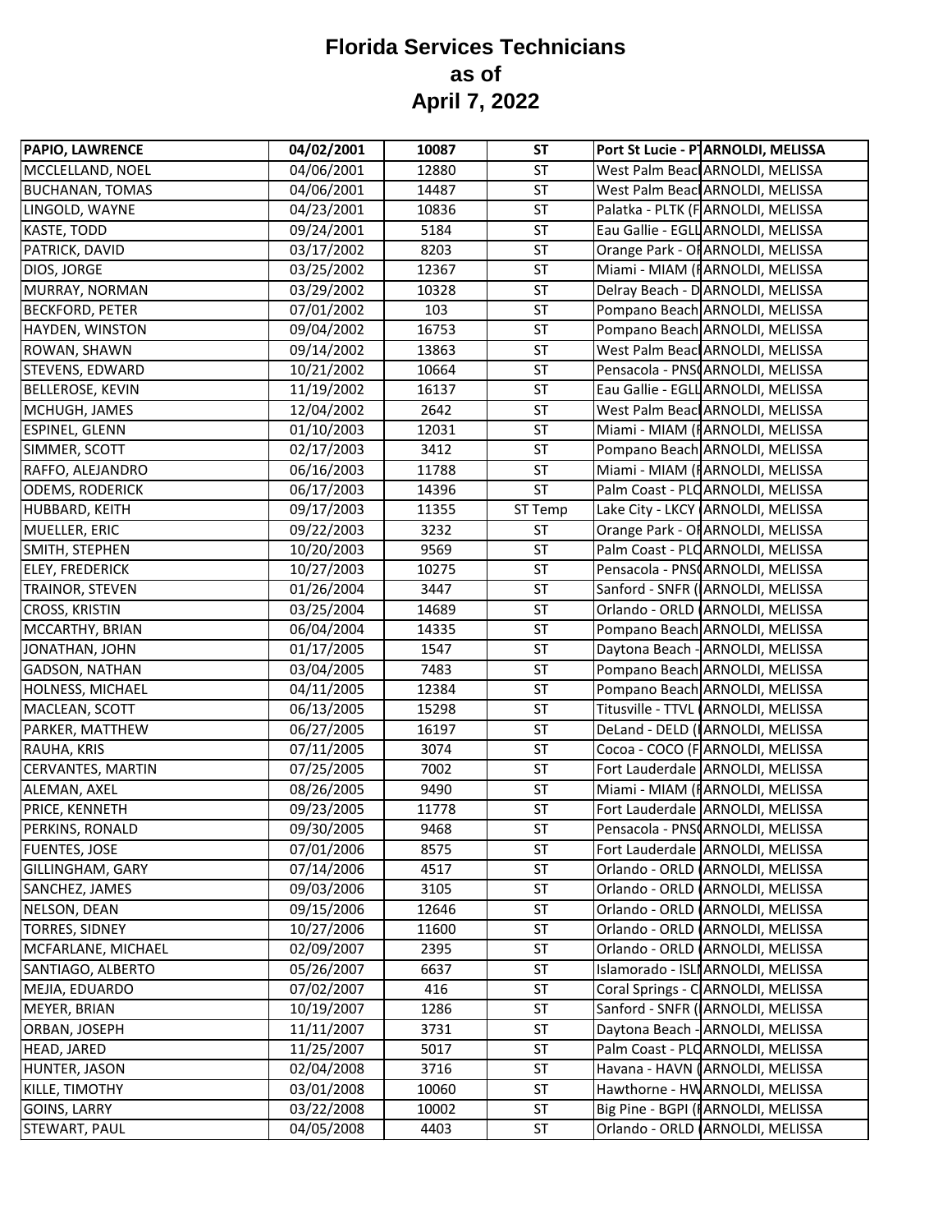# Florida Services Technicians
## as of
## April 7, 2022

| PAPIO, LAWRENCE | 04/02/2001 | 10087 | ST | Port St Lucie - P | ARNOLDI, MELISSA |
|---|---|---|---|---|---|
| MCCLELLAND, NOEL | 04/06/2001 | 12880 | ST | West Palm Beac | ARNOLDI, MELISSA |
| BUCHANAN, TOMAS | 04/06/2001 | 14487 | ST | West Palm Beac | ARNOLDI, MELISSA |
| LINGOLD, WAYNE | 04/23/2001 | 10836 | ST | Palatka - PLTK (F | ARNOLDI, MELISSA |
| KASTE, TODD | 09/24/2001 | 5184 | ST | Eau Gallie - EGLL | ARNOLDI, MELISSA |
| PATRICK, DAVID | 03/17/2002 | 8203 | ST | Orange Park - OI | ARNOLDI, MELISSA |
| DIOS, JORGE | 03/25/2002 | 12367 | ST | Miami - MIAM (F | ARNOLDI, MELISSA |
| MURRAY, NORMAN | 03/29/2002 | 10328 | ST | Delray Beach - D | ARNOLDI, MELISSA |
| BECKFORD, PETER | 07/01/2002 | 103 | ST | Pompano Beach | ARNOLDI, MELISSA |
| HAYDEN, WINSTON | 09/04/2002 | 16753 | ST | Pompano Beach | ARNOLDI, MELISSA |
| ROWAN, SHAWN | 09/14/2002 | 13863 | ST | West Palm Beac | ARNOLDI, MELISSA |
| STEVENS, EDWARD | 10/21/2002 | 10664 | ST | Pensacola - PNS | ARNOLDI, MELISSA |
| BELLEROSE, KEVIN | 11/19/2002 | 16137 | ST | Eau Gallie - EGLL | ARNOLDI, MELISSA |
| MCHUGH, JAMES | 12/04/2002 | 2642 | ST | West Palm Beac | ARNOLDI, MELISSA |
| ESPINEL, GLENN | 01/10/2003 | 12031 | ST | Miami - MIAM (F | ARNOLDI, MELISSA |
| SIMMER, SCOTT | 02/17/2003 | 3412 | ST | Pompano Beach | ARNOLDI, MELISSA |
| RAFFO, ALEJANDRO | 06/16/2003 | 11788 | ST | Miami - MIAM (F | ARNOLDI, MELISSA |
| ODEMS, RODERICK | 06/17/2003 | 14396 | ST | Palm Coast - PLC | ARNOLDI, MELISSA |
| HUBBARD, KEITH | 09/17/2003 | 11355 | ST Temp | Lake City - LKCY | ARNOLDI, MELISSA |
| MUELLER, ERIC | 09/22/2003 | 3232 | ST | Orange Park - OI | ARNOLDI, MELISSA |
| SMITH, STEPHEN | 10/20/2003 | 9569 | ST | Palm Coast - PLC | ARNOLDI, MELISSA |
| ELEY, FREDERICK | 10/27/2003 | 10275 | ST | Pensacola - PNS | ARNOLDI, MELISSA |
| TRAINOR, STEVEN | 01/26/2004 | 3447 | ST | Sanford - SNFR ( | ARNOLDI, MELISSA |
| CROSS, KRISTIN | 03/25/2004 | 14689 | ST | Orlando - ORLD ( | ARNOLDI, MELISSA |
| MCCARTHY, BRIAN | 06/04/2004 | 14335 | ST | Pompano Beach | ARNOLDI, MELISSA |
| JONATHAN, JOHN | 01/17/2005 | 1547 | ST | Daytona Beach - | ARNOLDI, MELISSA |
| GADSON, NATHAN | 03/04/2005 | 7483 | ST | Pompano Beach | ARNOLDI, MELISSA |
| HOLNESS, MICHAEL | 04/11/2005 | 12384 | ST | Pompano Beach | ARNOLDI, MELISSA |
| MACLEAN, SCOTT | 06/13/2005 | 15298 | ST | Titusville - TTVL ( | ARNOLDI, MELISSA |
| PARKER, MATTHEW | 06/27/2005 | 16197 | ST | DeLand - DELD ( | ARNOLDI, MELISSA |
| RAUHA, KRIS | 07/11/2005 | 3074 | ST | Cocoa - COCO (F | ARNOLDI, MELISSA |
| CERVANTES, MARTIN | 07/25/2005 | 7002 | ST | Fort Lauderdale | ARNOLDI, MELISSA |
| ALEMAN, AXEL | 08/26/2005 | 9490 | ST | Miami - MIAM (F | ARNOLDI, MELISSA |
| PRICE, KENNETH | 09/23/2005 | 11778 | ST | Fort Lauderdale | ARNOLDI, MELISSA |
| PERKINS, RONALD | 09/30/2005 | 9468 | ST | Pensacola - PNS | ARNOLDI, MELISSA |
| FUENTES, JOSE | 07/01/2006 | 8575 | ST | Fort Lauderdale | ARNOLDI, MELISSA |
| GILLINGHAM, GARY | 07/14/2006 | 4517 | ST | Orlando - ORLD ( | ARNOLDI, MELISSA |
| SANCHEZ, JAMES | 09/03/2006 | 3105 | ST | Orlando - ORLD ( | ARNOLDI, MELISSA |
| NELSON, DEAN | 09/15/2006 | 12646 | ST | Orlando - ORLD ( | ARNOLDI, MELISSA |
| TORRES, SIDNEY | 10/27/2006 | 11600 | ST | Orlando - ORLD ( | ARNOLDI, MELISSA |
| MCFARLANE, MICHAEL | 02/09/2007 | 2395 | ST | Orlando - ORLD ( | ARNOLDI, MELISSA |
| SANTIAGO, ALBERTO | 05/26/2007 | 6637 | ST | Islamorado - ISLI | ARNOLDI, MELISSA |
| MEJIA, EDUARDO | 07/02/2007 | 416 | ST | Coral Springs - C | ARNOLDI, MELISSA |
| MEYER, BRIAN | 10/19/2007 | 1286 | ST | Sanford - SNFR ( | ARNOLDI, MELISSA |
| ORBAN, JOSEPH | 11/11/2007 | 3731 | ST | Daytona Beach - | ARNOLDI, MELISSA |
| HEAD, JARED | 11/25/2007 | 5017 | ST | Palm Coast - PLC | ARNOLDI, MELISSA |
| HUNTER, JASON | 02/04/2008 | 3716 | ST | Havana - HAVN ( | ARNOLDI, MELISSA |
| KILLE, TIMOTHY | 03/01/2008 | 10060 | ST | Hawthorne - HW | ARNOLDI, MELISSA |
| GOINS, LARRY | 03/22/2008 | 10002 | ST | Big Pine - BGPI (F | ARNOLDI, MELISSA |
| STEWART, PAUL | 04/05/2008 | 4403 | ST | Orlando - ORLD ( | ARNOLDI, MELISSA |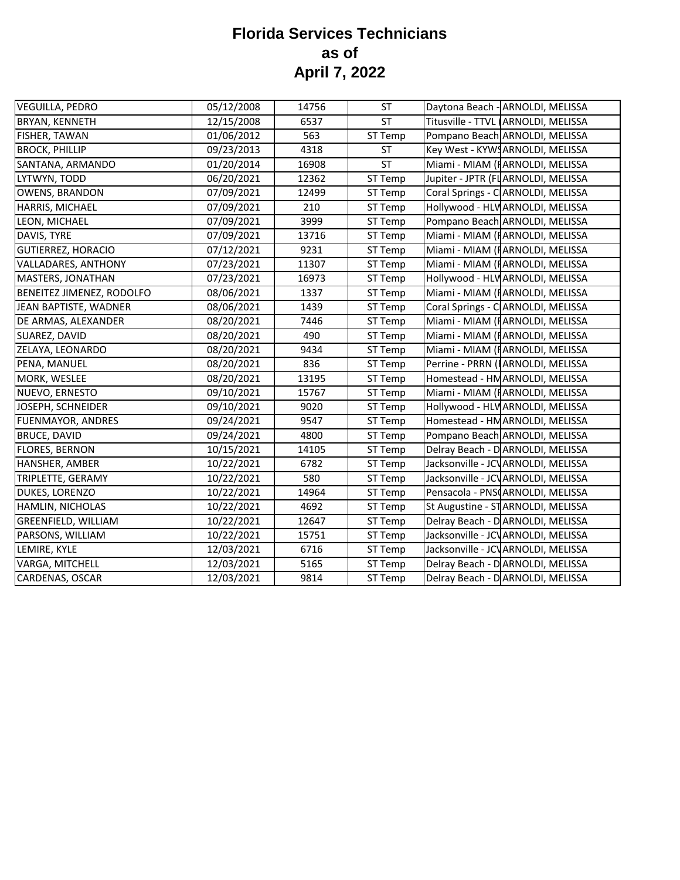# Florida Services Technicians as of April 7, 2022

| | | | | | |
|---|---|---|---|---|---|
| VEGUILLA, PEDRO | 05/12/2008 | 14756 | ST | Daytona Beach - | ARNOLDI, MELISSA |
| BRYAN, KENNETH | 12/15/2008 | 6537 | ST | Titusville - TTVL ( | ARNOLDI, MELISSA |
| FISHER, TAWAN | 01/06/2012 | 563 | ST Temp | Pompano Beach | ARNOLDI, MELISSA |
| BROCK, PHILLIP | 09/23/2013 | 4318 | ST | Key West - KYWS | ARNOLDI, MELISSA |
| SANTANA, ARMANDO | 01/20/2014 | 16908 | ST | Miami - MIAM (F | ARNOLDI, MELISSA |
| LYTWYN, TODD | 06/20/2021 | 12362 | ST Temp | Jupiter - JPTR (FL | ARNOLDI, MELISSA |
| OWENS, BRANDON | 07/09/2021 | 12499 | ST Temp | Coral Springs - C | ARNOLDI, MELISSA |
| HARRIS, MICHAEL | 07/09/2021 | 210 | ST Temp | Hollywood - HLW | ARNOLDI, MELISSA |
| LEON, MICHAEL | 07/09/2021 | 3999 | ST Temp | Pompano Beach | ARNOLDI, MELISSA |
| DAVIS, TYRE | 07/09/2021 | 13716 | ST Temp | Miami - MIAM (F | ARNOLDI, MELISSA |
| GUTIERREZ, HORACIO | 07/12/2021 | 9231 | ST Temp | Miami - MIAM (F | ARNOLDI, MELISSA |
| VALLADARES, ANTHONY | 07/23/2021 | 11307 | ST Temp | Miami - MIAM (F | ARNOLDI, MELISSA |
| MASTERS, JONATHAN | 07/23/2021 | 16973 | ST Temp | Hollywood - HLW | ARNOLDI, MELISSA |
| BENEITEZ JIMENEZ, RODOLFO | 08/06/2021 | 1337 | ST Temp | Miami - MIAM (F | ARNOLDI, MELISSA |
| JEAN BAPTISTE, WADNER | 08/06/2021 | 1439 | ST Temp | Coral Springs - C | ARNOLDI, MELISSA |
| DE ARMAS, ALEXANDER | 08/20/2021 | 7446 | ST Temp | Miami - MIAM (F | ARNOLDI, MELISSA |
| SUAREZ, DAVID | 08/20/2021 | 490 | ST Temp | Miami - MIAM (F | ARNOLDI, MELISSA |
| ZELAYA, LEONARDO | 08/20/2021 | 9434 | ST Temp | Miami - MIAM (F | ARNOLDI, MELISSA |
| PENA, MANUEL | 08/20/2021 | 836 | ST Temp | Perrine - PRRN ( | ARNOLDI, MELISSA |
| MORK, WESLEE | 08/20/2021 | 13195 | ST Temp | Homestead - HM | ARNOLDI, MELISSA |
| NUEVO, ERNESTO | 09/10/2021 | 15767 | ST Temp | Miami - MIAM (F | ARNOLDI, MELISSA |
| JOSEPH, SCHNEIDER | 09/10/2021 | 9020 | ST Temp | Hollywood - HLW | ARNOLDI, MELISSA |
| FUENMAYOR, ANDRES | 09/24/2021 | 9547 | ST Temp | Homestead - HM | ARNOLDI, MELISSA |
| BRUCE, DAVID | 09/24/2021 | 4800 | ST Temp | Pompano Beach | ARNOLDI, MELISSA |
| FLORES, BERNON | 10/15/2021 | 14105 | ST Temp | Delray Beach - D | ARNOLDI, MELISSA |
| HANSHER, AMBER | 10/22/2021 | 6782 | ST Temp | Jacksonville - JCV | ARNOLDI, MELISSA |
| TRIPLETTE, GERAMY | 10/22/2021 | 580 | ST Temp | Jacksonville - JCV | ARNOLDI, MELISSA |
| DUKES, LORENZO | 10/22/2021 | 14964 | ST Temp | Pensacola - PNS( | ARNOLDI, MELISSA |
| HAMLIN, NICHOLAS | 10/22/2021 | 4692 | ST Temp | St Augustine - ST | ARNOLDI, MELISSA |
| GREENFIELD, WILLIAM | 10/22/2021 | 12647 | ST Temp | Delray Beach - D | ARNOLDI, MELISSA |
| PARSONS, WILLIAM | 10/22/2021 | 15751 | ST Temp | Jacksonville - JCV | ARNOLDI, MELISSA |
| LEMIRE, KYLE | 12/03/2021 | 6716 | ST Temp | Jacksonville - JCV | ARNOLDI, MELISSA |
| VARGA, MITCHELL | 12/03/2021 | 5165 | ST Temp | Delray Beach - D | ARNOLDI, MELISSA |
| CARDENAS, OSCAR | 12/03/2021 | 9814 | ST Temp | Delray Beach - D | ARNOLDI, MELISSA |